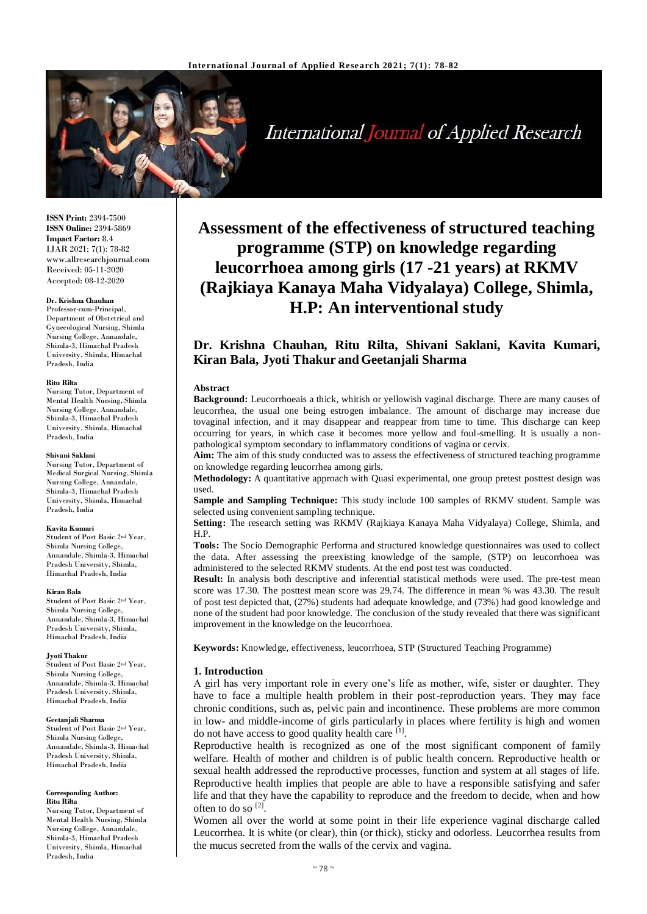**ISSN Print:** 2394-7500
**ISSN Online:** 2394-5869
**Impact Factor:** 8.4
IJAR 2021; 7(1): 78-82
www.allresearchjournal.com
Received: 05-11-2020
Accepted: 08-12-2020

**Dr. Krishna Chauhan**
Professor-cum-Principal, Department of Obstetrical and Gynecological Nursing, Shimla Nursing College, Annandale, Shimla-3, Himachal Pradesh University, Shimla, Himachal Pradesh, India

**Ritu Rilta**
Nursing Tutor, Department of Mental Health Nursing, Shimla Nursing College, Annandale, Shimla-3, Himachal Pradesh University, Shimla, Himachal Pradesh, India

**Shivani Saklani**
Nursing Tutor, Department of Medical Surgical Nursing, Shimla Nursing College, Annandale, Shimla-3, Himachal Pradesh University, Shimla, Himachal Pradesh, India

**Kavita Kumari**
Student of Post Basic 2nd Year, Shimla Nursing College, Annandale, Shimla-3, Himachal Pradesh University, Shimla, Himachal Pradesh, India

**Kiran Bala**
Student of Post Basic 2nd Year, Shimla Nursing College, Annandale, Shimla-3, Himachal Pradesh University, Shimla, Himachal Pradesh, India

**Jyoti Thakur**
Student of Post Basic 2nd Year, Shimla Nursing College, Annandale, Shimla-3, Himachal Pradesh University, Shimla, Himachal Pradesh, India

**Geetanjali Sharma**
Student of Post Basic 2nd Year, Shimla Nursing College, Annandale, Shimla-3, Himachal Pradesh University, Shimla, Himachal Pradesh, India

**Corresponding Author:**
**Ritu Rilta**
Nursing Tutor, Department of Mental Health Nursing, Shimla Nursing College, Annandale, Shimla-3, Himachal Pradesh University, Shimla, Himachal Pradesh, India

# Assessment of the effectiveness of structured teaching programme (STP) on knowledge regarding leucorrhoea among girls (17 -21 years) at RKMV (Rajkiaya Kanaya Maha Vidyalaya) College, Shimla, H.P: An interventional study

## Dr. Krishna Chauhan, Ritu Rilta, Shivani Saklani, Kavita Kumari, Kiran Bala, Jyoti Thakur and Geetanjali Sharma

### Abstract

**Background:** Leucorrhoeais a thick, whitish or yellowish vaginal discharge. There are many causes of leucorrhea, the usual one being estrogen imbalance. The amount of discharge may increase due tovaginal infection, and it may disappear and reappear from time to time. This discharge can keep occurring for years, in which case it becomes more yellow and foul-smelling. It is usually a non-pathological symptom secondary to inflammatory conditions of vagina or cervix.

**Aim:** The aim of this study conducted was to assess the effectiveness of structured teaching programme on knowledge regarding leucorrhea among girls.

**Methodology:** A quantitative approach with Quasi experimental, one group pretest posttest design was used.

**Sample and Sampling Technique:** This study include 100 samples of RKMV student. Sample was selected using convenient sampling technique.

**Setting:** The research setting was RKMV (Rajkiaya Kanaya Maha Vidyalaya) College, Shimla, and H.P.

**Tools:** The Socio Demographic Performa and structured knowledge questionnaires was used to collect the data. After assessing the preexisting knowledge of the sample, (STP) on leucorrhoea was administered to the selected RKMV students. At the end post test was conducted.

**Result:** In analysis both descriptive and inferential statistical methods were used. The pre-test mean score was 17.30. The posttest mean score was 29.74. The difference in mean % was 43.30. The result of post test depicted that, (27%) students had adequate knowledge, and (73%) had good knowledge and none of the student had poor knowledge. The conclusion of the study revealed that there was significant improvement in the knowledge on the leucorrhoea.

**Keywords:** Knowledge, effectiveness, leucorrhoea, STP (Structured Teaching Programme)

### 1. Introduction

A girl has very important role in every one's life as mother, wife, sister or daughter. They have to face a multiple health problem in their post-reproduction years. They may face chronic conditions, such as, pelvic pain and incontinence. These problems are more common in low- and middle-income of girls particularly in places where fertility is high and women do not have access to good quality health care [1].

Reproductive health is recognized as one of the most significant component of family welfare. Health of mother and children is of public health concern. Reproductive health or sexual health addressed the reproductive processes, function and system at all stages of life. Reproductive health implies that people are able to have a responsible satisfying and safer life and that they have the capability to reproduce and the freedom to decide, when and how often to do so [2].

Women all over the world at some point in their life experience vaginal discharge called Leucorrhea. It is white (or clear), thin (or thick), sticky and odorless. Leucorrhea results from the mucus secreted from the walls of the cervix and vagina.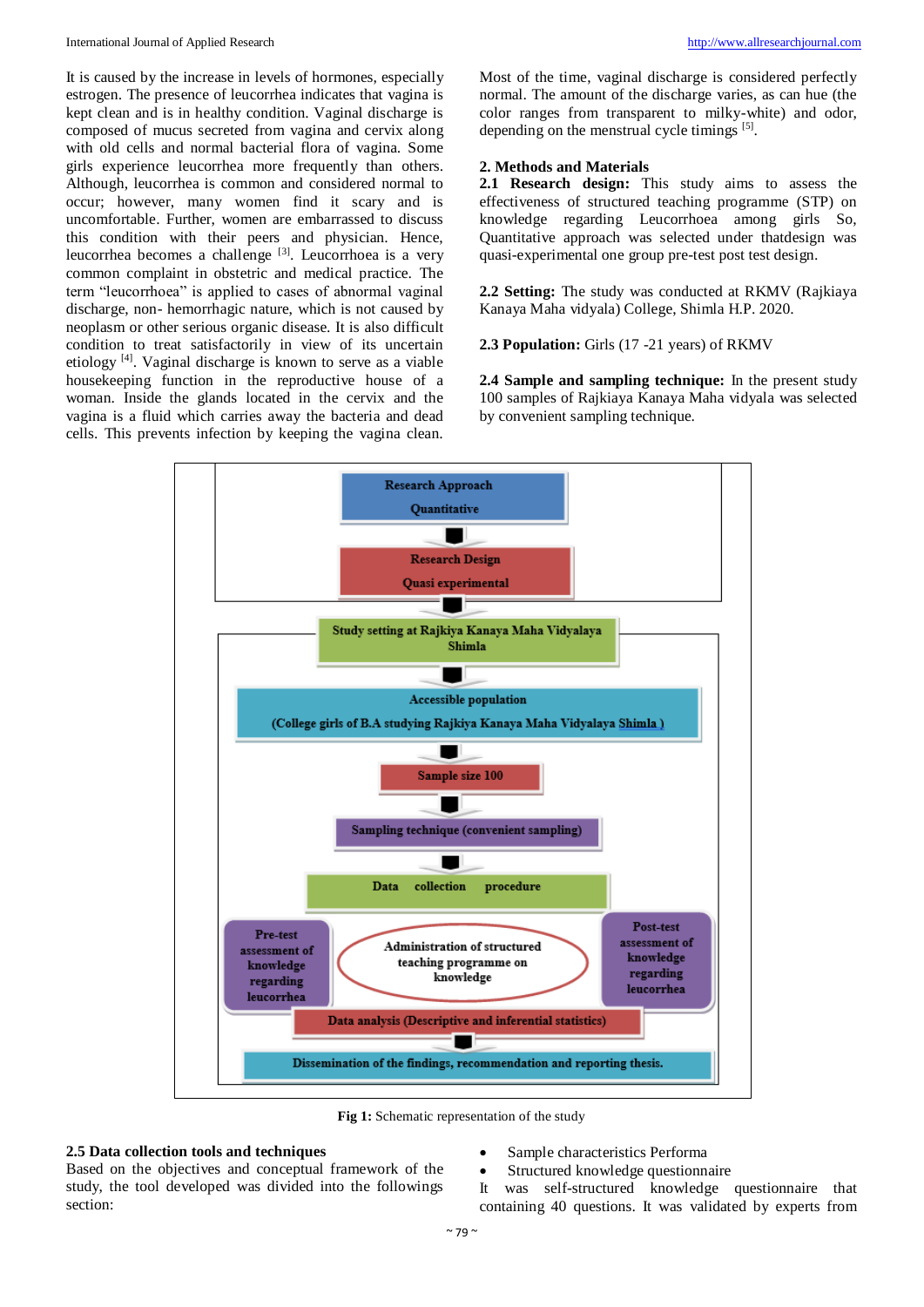It is caused by the increase in levels of hormones, especially estrogen. The presence of leucorrhea indicates that vagina is kept clean and is in healthy condition. Vaginal discharge is composed of mucus secreted from vagina and cervix along with old cells and normal bacterial flora of vagina. Some girls experience leucorrhea more frequently than others. Although, leucorrhea is common and considered normal to occur; however, many women find it scary and is uncomfortable. Further, women are embarrassed to discuss this condition with their peers and physician. Hence, leucorrhea becomes a challenge [3]. Leucorrhoea is a very common complaint in obstetric and medical practice. The term "leucorrhoea" is applied to cases of abnormal vaginal discharge, non- hemorrhagic nature, which is not caused by neoplasm or other serious organic disease. It is also difficult condition to treat satisfactorily in view of its uncertain etiology [4]. Vaginal discharge is known to serve as a viable housekeeping function in the reproductive house of a woman. Inside the glands located in the cervix and the vagina is a fluid which carries away the bacteria and dead cells. This prevents infection by keeping the vagina clean. Most of the time, vaginal discharge is considered perfectly normal. The amount of the discharge varies, as can hue (the color ranges from transparent to milky-white) and odor, depending on the menstrual cycle timings [5].

## 2. Methods and Materials

**2.1 Research design:** This study aims to assess the effectiveness of structured teaching programme (STP) on knowledge regarding Leucorrhoea among girls So, Quantitative approach was selected under thatdesign was quasi-experimental one group pre-test post test design.

**2.2 Setting:** The study was conducted at RKMV (Rajkiaya Kanaya Maha vidyala) College, Shimla H.P. 2020.

**2.3 Population:** Girls (17 -21 years) of RKMV

**2.4 Sample and sampling technique:** In the present study 100 samples of Rajkiaya Kanaya Maha vidyala was selected by convenient sampling technique.

Research Approach
Quantitative

Research Design
Quasi experimental

Study setting at Rajkiya Kanaya Maha Vidyalaya
Shimla

Accessible population
(College girls of B.A studying Rajkiya Kanaya Maha Vidyalaya Shimla )

Sample size 100

Sampling technique (convenient sampling)

Data collection procedure

Pre-test assessment of knowledge regarding leucorrhea

Administration of structured teaching programme on knowledge

Post-test assessment of knowledge regarding leucorrhea

Data analysis (Descriptive and inferential statistics)

Dissemination of the findings, recommendation and reporting thesis.

**Fig 1:** Schematic representation of the study

### 2.5 Data collection tools and techniques

Based on the objectives and conceptual framework of the study, the tool developed was divided into the followings section:

- Sample characteristics Performa
- Structured knowledge questionnaire

It was self-structured knowledge questionnaire that containing 40 questions. It was validated by experts from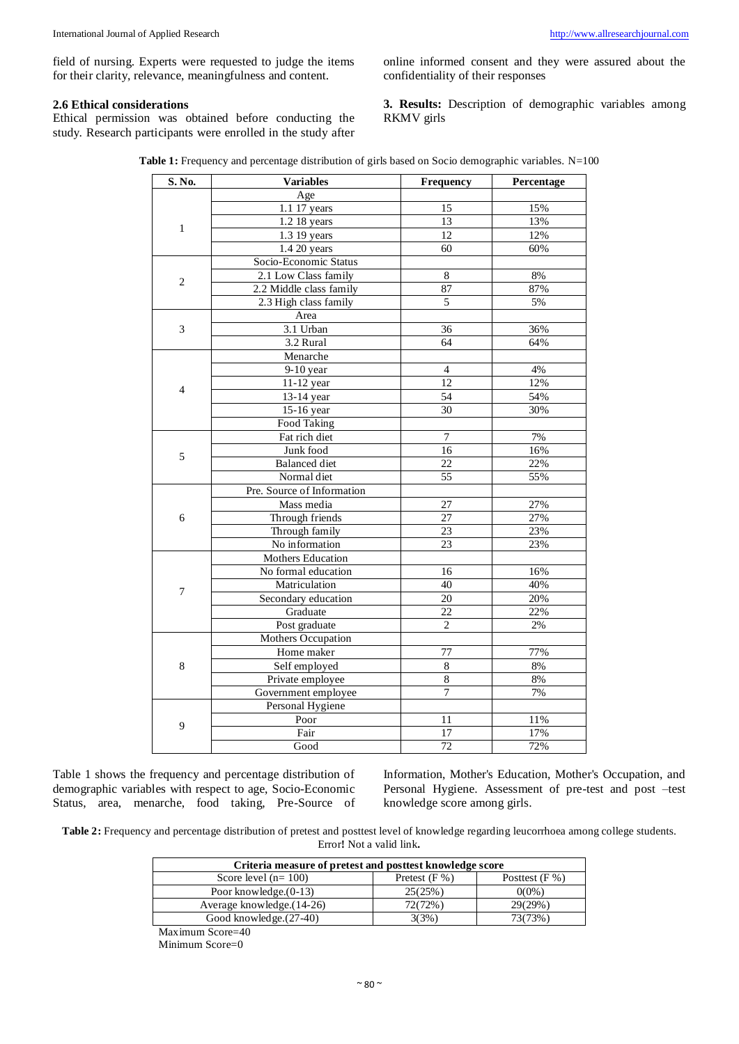field of nursing. Experts were requested to judge the items for their clarity, relevance, meaningfulness and content.

### 2.6 Ethical considerations

Ethical permission was obtained before conducting the study. Research participants were enrolled in the study after online informed consent and they were assured about the confidentiality of their responses

**3. Results:** Description of demographic variables among RKMV girls

**Table 1:** Frequency and percentage distribution of girls based on Socio demographic variables. N=100

| S. No. | Variables | Frequency | Percentage |
|---|---|---|---|
| 1 | Age | | |
| | 1.1 17 years | 15 | 15% |
| | 1.2 18 years | 13 | 13% |
| | 1.3 19 years | 12 | 12% |
| | 1.4 20 years | 60 | 60% |
| 2 | Socio-Economic Status | | |
| | 2.1 Low Class family | 8 | 8% |
| | 2.2 Middle class family | 87 | 87% |
| | 2.3 High class family | 5 | 5% |
| 3 | Area | | |
| | 3.1 Urban | 36 | 36% |
| | 3.2 Rural | 64 | 64% |
| 4 | Menarche | | |
| | 9-10 year | 4 | 4% |
| | 11-12 year | 12 | 12% |
| | 13-14 year | 54 | 54% |
| | 15-16 year | 30 | 30% |
| 5 | Food Taking | | |
| | Fat rich diet | 7 | 7% |
| | Junk food | 16 | 16% |
| | Balanced diet | 22 | 22% |
| | Normal diet | 55 | 55% |
| 6 | Pre. Source of Information | | |
| | Mass media | 27 | 27% |
| | Through friends | 27 | 27% |
| | Through family | 23 | 23% |
| | No information | 23 | 23% |
| 7 | Mothers Education | | |
| | No formal education | 16 | 16% |
| | Matriculation | 40 | 40% |
| | Secondary education | 20 | 20% |
| | Graduate | 22 | 22% |
| | Post graduate | 2 | 2% |
| 8 | Mothers Occupation | | |
| | Home maker | 77 | 77% |
| | Self employed | 8 | 8% |
| | Private employee | 8 | 8% |
| | Government employee | 7 | 7% |
| 9 | Personal Hygiene | | |
| | Poor | 11 | 11% |
| | Fair | 17 | 17% |
| | Good | 72 | 72% |

Table 1 shows the frequency and percentage distribution of demographic variables with respect to age, Socio-Economic Status, area, menarche, food taking, Pre-Source of Information, Mother's Education, Mother's Occupation, and Personal Hygiene. Assessment of pre-test and post –test knowledge score among girls.

**Table 2:** Frequency and percentage distribution of pretest and posttest level of knowledge regarding leucorrhoea among college students. **Error! Not a valid link.**

| Criteria measure of pretest and posttest knowledge score | | |
|---|---|---|
| Score level (n= 100) | Pretest (F %) | Posttest (F %) |
| Poor knowledge.(0-13) | 25(25%) | 0(0%) |
| Average knowledge.(14-26) | 72(72%) | 29(29%) |
| Good knowledge.(27-40) | 3(3%) | 73(73%) |

Maximum Score=40
Minimum Score=0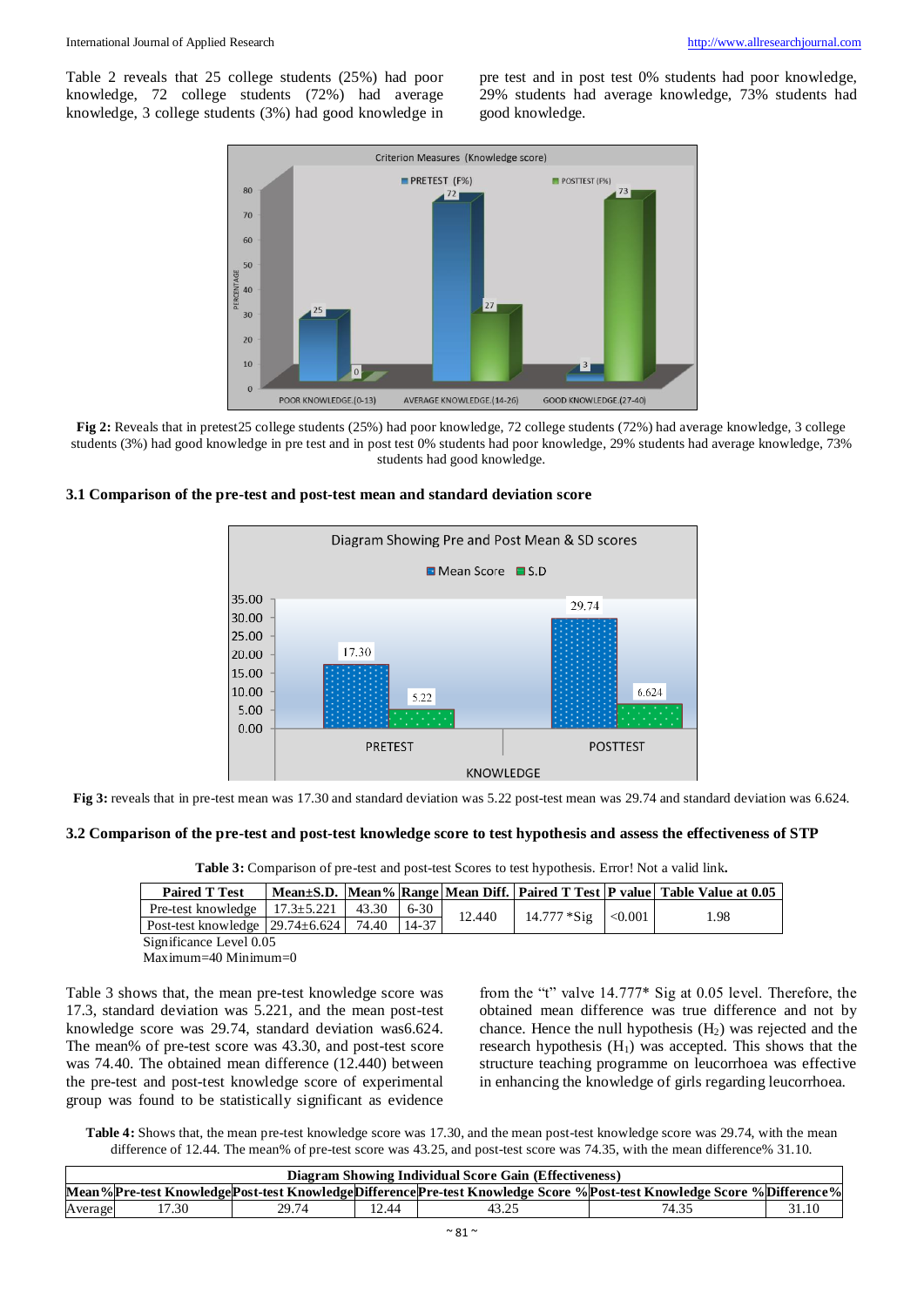Table 2 reveals that 25 college students (25%) had poor knowledge, 72 college students (72%) had average knowledge, 3 college students (3%) had good knowledge in pre test and in post test 0% students had poor knowledge, 29% students had average knowledge, 73% students had good knowledge.

**Fig 2:** Reveals that in pretest25 college students (25%) had poor knowledge, 72 college students (72%) had average knowledge, 3 college students (3%) had good knowledge in pre test and in post test 0% students had poor knowledge, 29% students had average knowledge, 73% students had good knowledge.

### 3.1 Comparison of the pre-test and post-test mean and standard deviation score

**Fig 3:** reveals that in pre-test mean was 17.30 and standard deviation was 5.22 post-test mean was 29.74 and standard deviation was 6.624.

### 3.2 Comparison of the pre-test and post-test knowledge score to test hypothesis and assess the effectiveness of STP

**Table 3:** Comparison of pre-test and post-test Scores to test hypothesis. Error! Not a valid link**.**

| Paired T Test | Mean±S.D. | Mean% | Range | Mean Diff. | Paired T Test | P value | Table Value at 0.05 |
|---|---|---|---|---|---|---|---|
| Pre-test knowledge | 17.3±5.221 | 43.30 | 6-30 | 12.440 | 14.777 *Sig | <0.001 | 1.98 |
| Post-test knowledge | 29.74±6.624 | 74.40 | 14-37 | | | | |

Significance Level 0.05
Maximum=40 Minimum=0

Table 3 shows that, the mean pre-test knowledge score was 17.3, standard deviation was 5.221, and the mean post-test knowledge score was 29.74, standard deviation was6.624. The mean% of pre-test score was 43.30, and post-test score was 74.40. The obtained mean difference (12.440) between the pre-test and post-test knowledge score of experimental group was found to be statistically significant as evidence from the "t" valve 14.777* Sig at 0.05 level. Therefore, the obtained mean difference was true difference and not by chance. Hence the null hypothesis ($H_2$) was rejected and the research hypothesis ($H_1$) was accepted. This shows that the structure teaching programme on leucorrhoea was effective in enhancing the knowledge of girls regarding leucorrhoea.

**Table 4:** Shows that, the mean pre-test knowledge score was 17.30, and the mean post-test knowledge score was 29.74, with the mean difference of 12.44. The mean% of pre-test score was 43.25, and post-test score was 74.35, with the mean difference% 31.10.

| Diagram Showing Individual Score Gain (Effectiveness) | | | | | | |
|---|---|---|---|---|---|---|
| Mean% | Pre-test Knowledge | Post-test Knowledge | Difference | Pre-test Knowledge Score % | Post-test Knowledge Score % | Difference% |
| Average | 17.30 | 29.74 | 12.44 | 43.25 | 74.35 | 31.10 |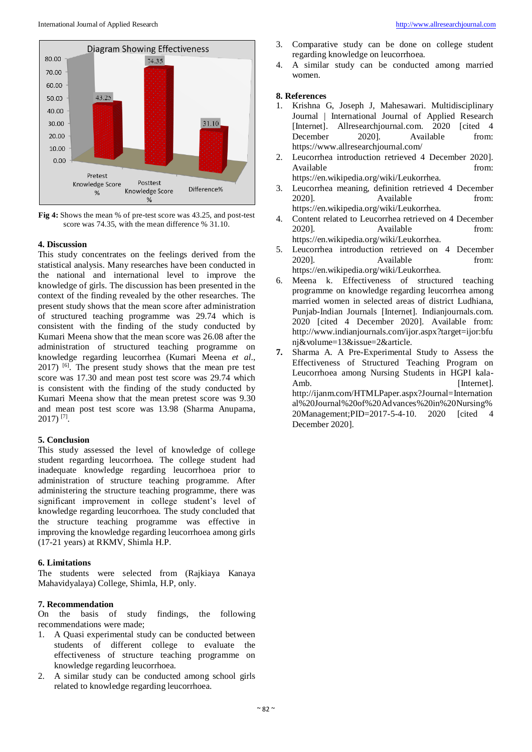Diagram Showing Effectiveness

80.00
70.00
60.00
50.00
40.00
30.00
20.00
10.00
0.00

43.25
74.35
31.10

Pretest Knowledge Score %
Posttest Knowledge Score %
Difference%

**Fig 4:** Shows the mean % of pre-test score was 43.25, and post-test score was 74.35, with the mean difference % 31.10.

## 4. Discussion

This study concentrates on the feelings derived from the statistical analysis. Many researches have been conducted in the national and international level to improve the knowledge of girls. The discussion has been presented in the context of the finding revealed by the other researches. The present study shows that the mean score after administration of structured teaching programme was 29.74 which is consistent with the finding of the study conducted by Kumari Meena show that the mean score was 26.08 after the administration of structured teaching programme on knowledge regarding leucorrhea (Kumari Meena *et al*., 2017) [6]. The present study shows that the mean pre test score was 17.30 and mean post test score was 29.74 which is consistent with the finding of the study conducted by Kumari Meena show that the mean pretest score was 9.30 and mean post test score was 13.98 (Sharma Anupama, 2017) [7].

## 5. Conclusion

This study assessed the level of knowledge of college student regarding leucorrhoea. The college student had inadequate knowledge regarding leucorrhoea prior to administration of structure teaching programme. After administering the structure teaching programme, there was significant improvement in college student's level of knowledge regarding leucorrhoea. The study concluded that the structure teaching programme was effective in improving the knowledge regarding leucorrhoea among girls (17-21 years) at RKMV, Shimla H.P.

## 6. Limitations

The students were selected from (Rajkiaya Kanaya Mahavidyalaya) College, Shimla, H.P, only.

## 7. Recommendation

On the basis of study findings, the following recommendations were made;

1. A Quasi experimental study can be conducted between students of different college to evaluate the effectiveness of structure teaching programme on knowledge regarding leucorrhoea.
2. A similar study can be conducted among school girls related to knowledge regarding leucorrhoea.
3. Comparative study can be done on college student regarding knowledge on leucorrhoea.
4. A similar study can be conducted among married women.

## 8. References

1. Krishna G, Joseph J, Mahesawari. Multidisciplinary Journal | International Journal of Applied Research [Internet]. Allresearchjournal.com. 2020 [cited 4 December 2020]. Available from: https://www.allresearchjournal.com/
2. Leucorrhea introduction retrieved 4 December 2020]. Available from: https://en.wikipedia.org/wiki/Leukorrhea.
3. Leucorrhea meaning, definition retrieved 4 December 2020]. Available from: https://en.wikipedia.org/wiki/Leukorrhea.
4. Content related to Leucorrhea retrieved on 4 December 2020]. Available from: https://en.wikipedia.org/wiki/Leukorrhea.
5. Leucorrhea introduction retrieved on 4 December 2020]. Available from: https://en.wikipedia.org/wiki/Leukorrhea.
6. Meena k. Effectiveness of structured teaching programme on knowledge regarding leucorrhea among married women in selected areas of district Ludhiana, Punjab-Indian Journals [Internet]. Indianjournals.com. 2020 [cited 4 December 2020]. Available from: http://www.indianjournals.com/ijor.aspx?target=ijor:bfunj&volume=13&issue=2&article.
7. Sharma A. A Pre-Experimental Study to Assess the Effectiveness of Structured Teaching Program on Leucorrhoea among Nursing Students in HGPI kala-Amb. [Internet]. http://ijanm.com/HTMLPaper.aspx?Journal=International%20Journal%20of%20Advances%20in%20Nursing%20Management;PID=2017-5-4-10. 2020 [cited 4 December 2020].